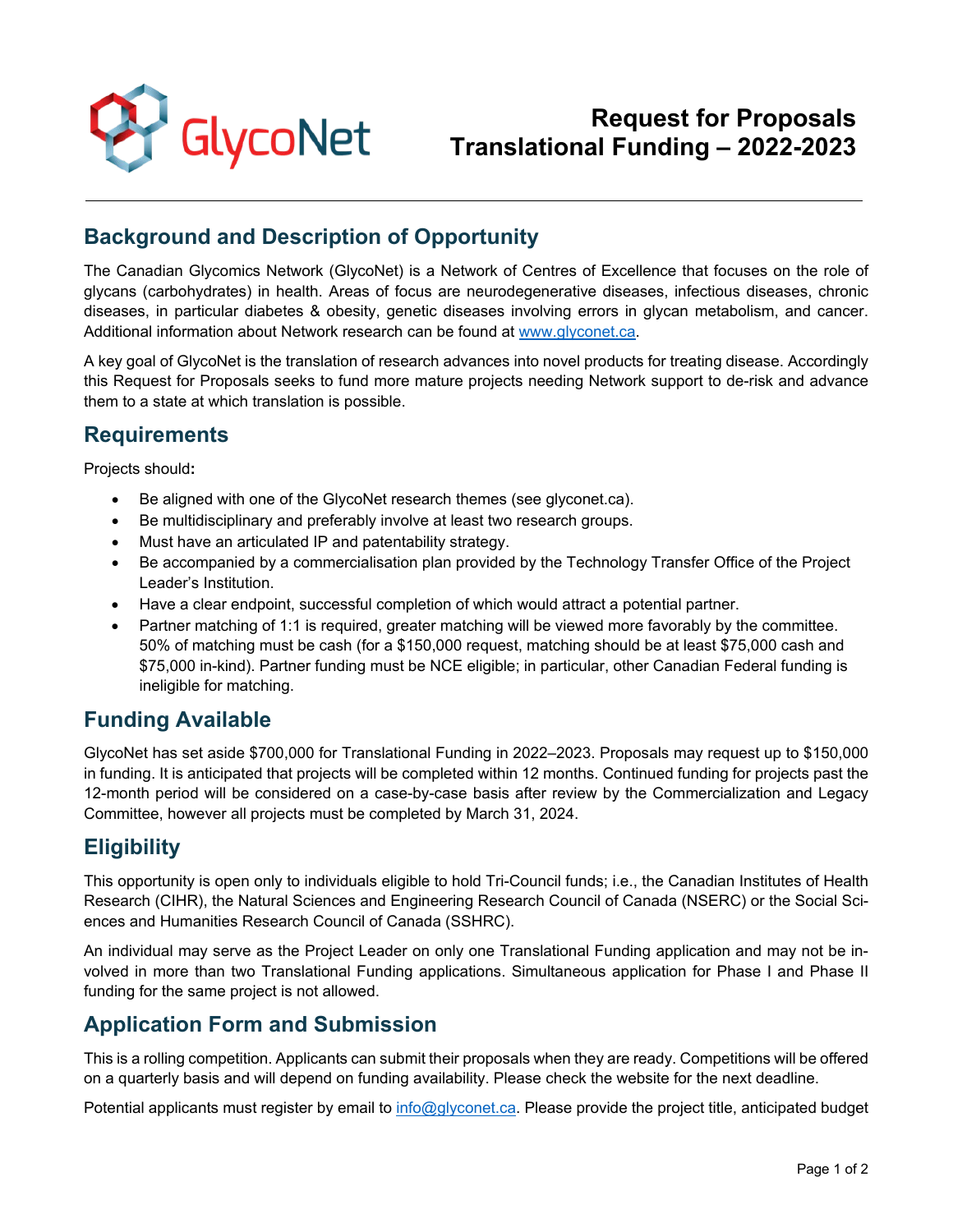GlycoNet

# Request for Proposals
# Translational Funding – 2022-2023

## Background and Description of Opportunity

The Canadian Glycomics Network (GlycoNet) is a Network of Centres of Excellence that focuses on the role of glycans (carbohydrates) in health. Areas of focus are neurodegenerative diseases, infectious diseases, chronic diseases, in particular diabetes & obesity, genetic diseases involving errors in glycan metabolism, and cancer. Additional information about Network research can be found at www.glyconet.ca.

A key goal of GlycoNet is the translation of research advances into novel products for treating disease. Accordingly this Request for Proposals seeks to fund more mature projects needing Network support to de-risk and advance them to a state at which translation is possible.

## Requirements

Projects should**:**

- Be aligned with one of the GlycoNet research themes (see glyconet.ca).
- Be multidisciplinary and preferably involve at least two research groups.
- Must have an articulated IP and patentability strategy.
- Be accompanied by a commercialisation plan provided by the Technology Transfer Office of the Project Leader's Institution.
- Have a clear endpoint, successful completion of which would attract a potential partner.
- Partner matching of 1:1 is required, greater matching will be viewed more favorably by the committee. 50% of matching must be cash (for a $150,000 request, matching should be at least $75,000 cash and $75,000 in-kind). Partner funding must be NCE eligible; in particular, other Canadian Federal funding is ineligible for matching.

## Funding Available

GlycoNet has set aside $700,000 for Translational Funding in 2022–2023. Proposals may request up to $150,000 in funding. It is anticipated that projects will be completed within 12 months. Continued funding for projects past the 12-month period will be considered on a case-by-case basis after review by the Commercialization and Legacy Committee, however all projects must be completed by March 31, 2024.

## Eligibility

This opportunity is open only to individuals eligible to hold Tri-Council funds; i.e., the Canadian Institutes of Health Research (CIHR), the Natural Sciences and Engineering Research Council of Canada (NSERC) or the Social Sciences and Humanities Research Council of Canada (SSHRC).

An individual may serve as the Project Leader on only one Translational Funding application and may not be involved in more than two Translational Funding applications. Simultaneous application for Phase I and Phase II funding for the same project is not allowed.

## Application Form and Submission

This is a rolling competition. Applicants can submit their proposals when they are ready. Competitions will be offered on a quarterly basis and will depend on funding availability. Please check the website for the next deadline.

Potential applicants must register by email to info@glyconet.ca. Please provide the project title, anticipated budget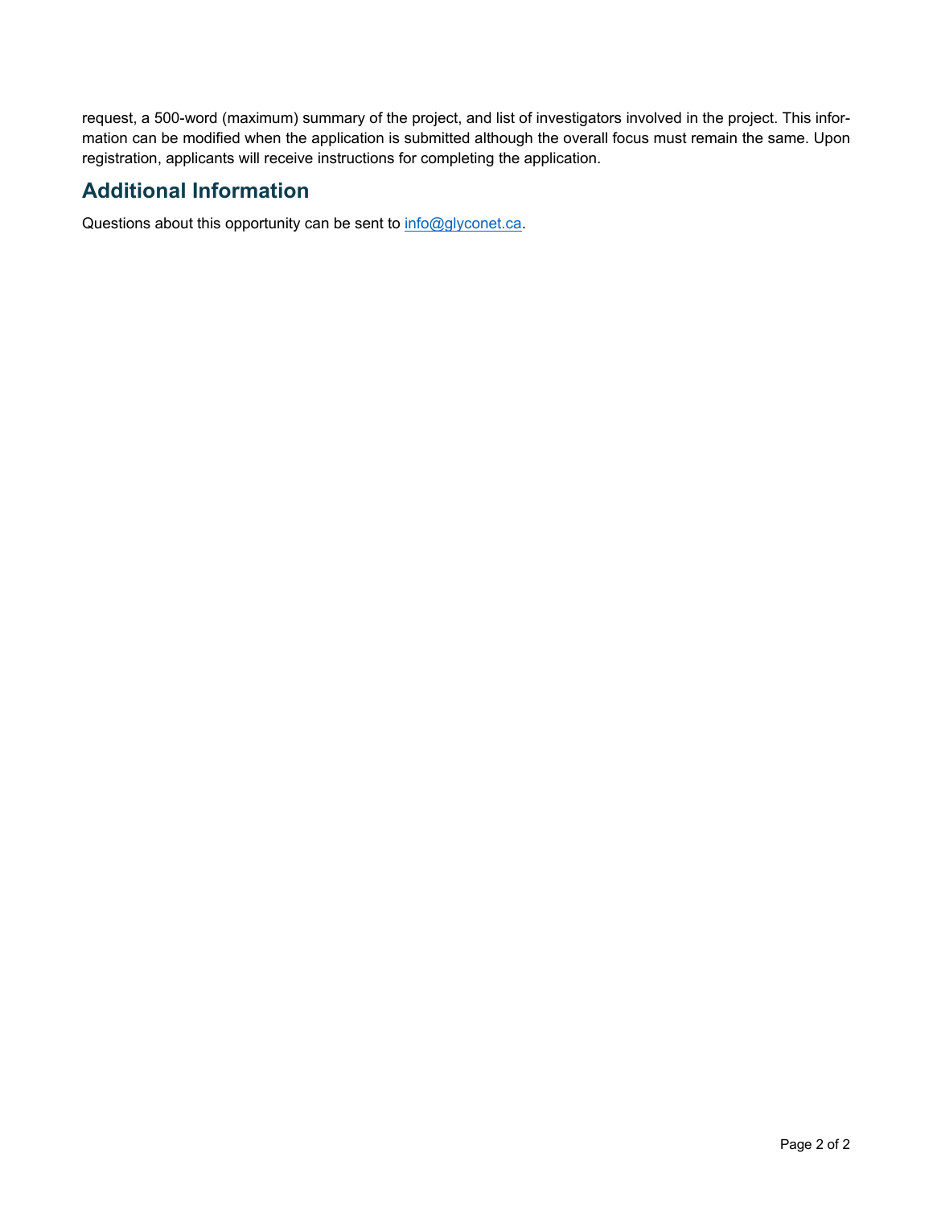request, a 500-word (maximum) summary of the project, and list of investigators involved in the project. This information can be modified when the application is submitted although the overall focus must remain the same. Upon registration, applicants will receive instructions for completing the application.

## Additional Information

Questions about this opportunity can be sent to info@glyconet.ca.